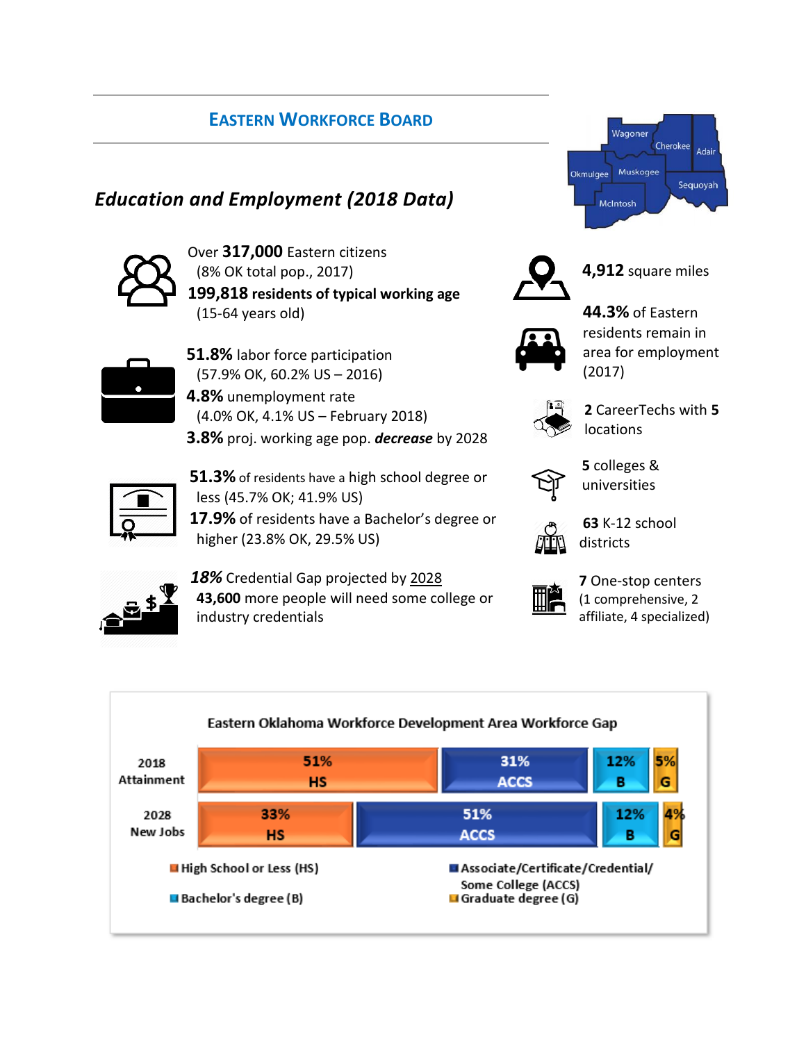# Eastern Workforce Board

## *Education and Employment (2018 Data)*

Over **317,000** Eastern citizens
(8% OK total pop., 2017)
**199,818 residents of typical working age**
(15-64 years old)

**51.8%** labor force participation
(57.9% OK, 60.2% US – 2016)
**4.8%** unemployment rate
(4.0% OK, 4.1% US – February 2018)
**3.8%** proj. working age pop. ***decrease*** by 2028

**51.3%** of residents have a high school degree or less (45.7% OK; 41.9% US)
**17.9%** of residents have a Bachelor's degree or higher (23.8% OK, 29.5% US)

***18%*** Credential Gap projected by 2028
**43,600** more people will need some college or industry credentials

Wagoner, Cherokee, Adair, Okmulgee, Muskogee, Sequoyah, McIntosh

**4,912** square miles

**44.3%** of Eastern residents remain in area for employment (2017)

**2** CareerTechs with **5** locations

**5** colleges & universities

**63** K-12 school districts

**7** One-stop centers (1 comprehensive, 2 affiliate, 4 specialized)

### Eastern Oklahoma Workforce Development Area Workforce Gap

| | HS | ACCS | B | G |
|---|---|---|---|---|
| 2018 Attainment | 51% | 31% | 12% | 5% |
| 2028 New Jobs | 33% | 51% | 12% | 4% |

- High School or Less (HS)
- Bachelor's degree (B)
- Associate/Certificate/Credential/Some College (ACCS)
- Graduate degree (G)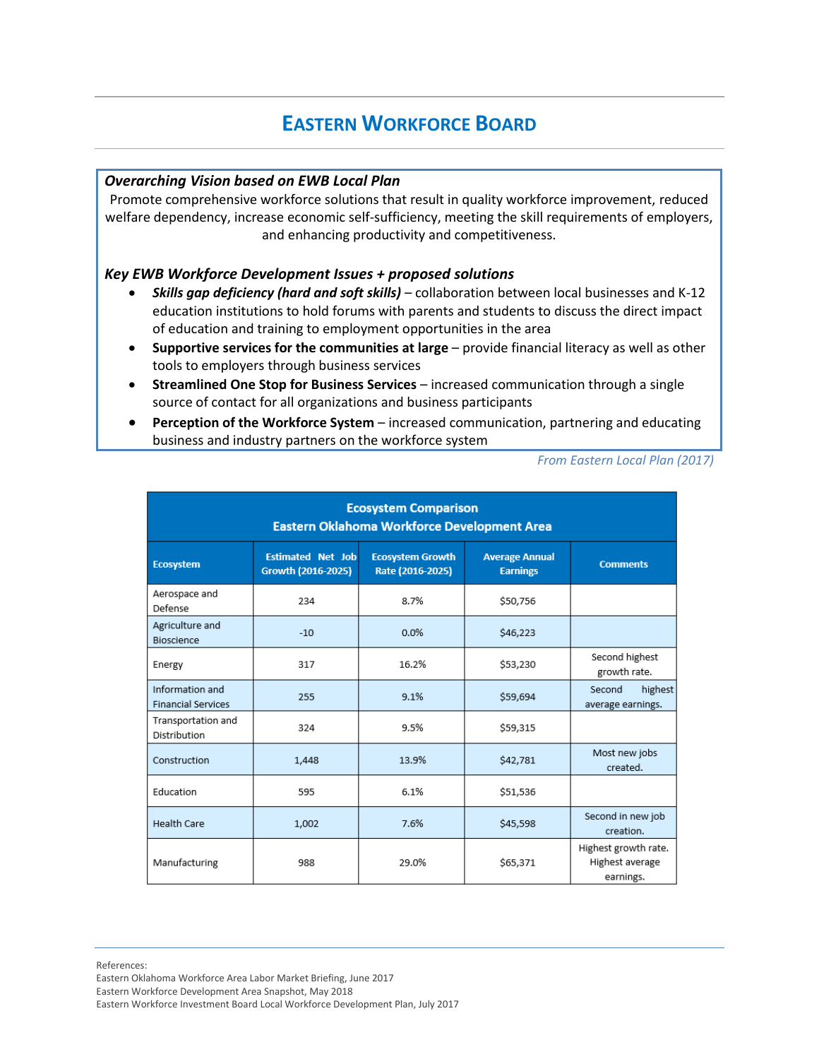# EASTERN WORKFORCE BOARD

***Overarching Vision based on EWB Local Plan***

Promote comprehensive workforce solutions that result in quality workforce improvement, reduced welfare dependency, increase economic self-sufficiency, meeting the skill requirements of employers, and enhancing productivity and competitiveness.

***Key EWB Workforce Development Issues + proposed solutions***

- ***Skills gap deficiency (hard and soft skills)*** – collaboration between local businesses and K-12 education institutions to hold forums with parents and students to discuss the direct impact of education and training to employment opportunities in the area
- **Supportive services for the communities at large** – provide financial literacy as well as other tools to employers through business services
- **Streamlined One Stop for Business Services** – increased communication through a single source of contact for all organizations and business participants
- **Perception of the Workforce System** – increased communication, partnering and educating business and industry partners on the workforce system

*From Eastern Local Plan (2017)*

**Ecosystem Comparison**
**Eastern Oklahoma Workforce Development Area**

| Ecosystem | Estimated Net Job Growth (2016-2025) | Ecosystem Growth Rate (2016-2025) | Average Annual Earnings | Comments |
|---|---|---|---|---|
| Aerospace and Defense | 234 | 8.7% | $50,756 | |
| Agriculture and Bioscience | -10 | 0.0% | $46,223 | |
| Energy | 317 | 16.2% | $53,230 | Second highest growth rate. |
| Information and Financial Services | 255 | 9.1% | $59,694 | Second highest average earnings. |
| Transportation and Distribution | 324 | 9.5% | $59,315 | |
| Construction | 1,448 | 13.9% | $42,781 | Most new jobs created. |
| Education | 595 | 6.1% | $51,536 | |
| Health Care | 1,002 | 7.6% | $45,598 | Second in new job creation. |
| Manufacturing | 988 | 29.0% | $65,371 | Highest growth rate. Highest average earnings. |

References:
Eastern Oklahoma Workforce Area Labor Market Briefing, June 2017
Eastern Workforce Development Area Snapshot, May 2018
Eastern Workforce Investment Board Local Workforce Development Plan, July 2017